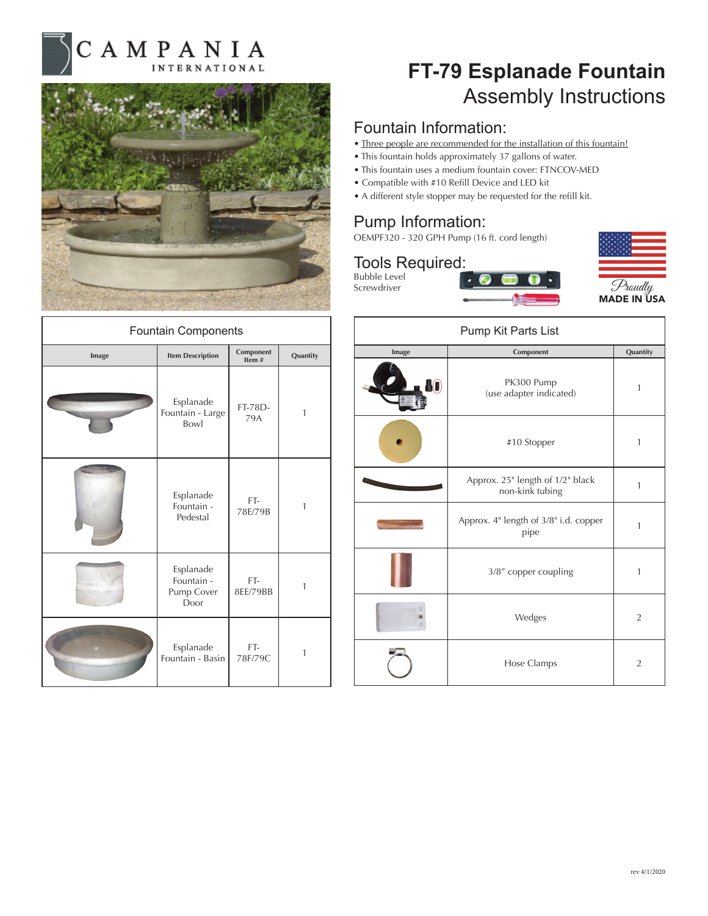CAMPANIA INTERNATIONAL

# FT-79 Esplanade Fountain
## Assembly Instructions

## Fountain Information:

- Three people are recommended for the installation of this fountain!
- This fountain holds approximately 37 gallons of water.
- This fountain uses a medium fountain cover: FTNCOV-MED
- Compatible with #10 Refill Device and LED kit
- A different style stopper may be requested for the refill kit.

## Pump Information:

OEMPF320 - 320 GPH Pump (16 ft. cord length)

## Tools Required:

Bubble Level
Screwdriver

Proudly MADE IN USA

### Fountain Components

| Image | Item Description | Component Item # | Quantity |
|---|---|---|---|
| | Esplanade Fountain - Large Bowl | FT-78D-79A | 1 |
| | Esplanade Fountain - Pedestal | FT-78E/79B | 1 |
| | Esplanade Fountain - Pump Cover Door | FT-8EE/79BB | 1 |
| | Esplanade Fountain - Basin | FT-78F/79C | 1 |

### Pump Kit Parts List

| Image | Component | Quantity |
|---|---|---|
| | PK300 Pump (use adapter indicated) | 1 |
| | #10 Stopper | 1 |
| | Approx. 25" length of 1/2" black non-kink tubing | 1 |
| | Approx. 4" length of 3/8" i.d. copper pipe | 1 |
| | 3/8" copper coupling | 1 |
| | Wedges | 2 |
| | Hose Clamps | 2 |

rev 4/1/2020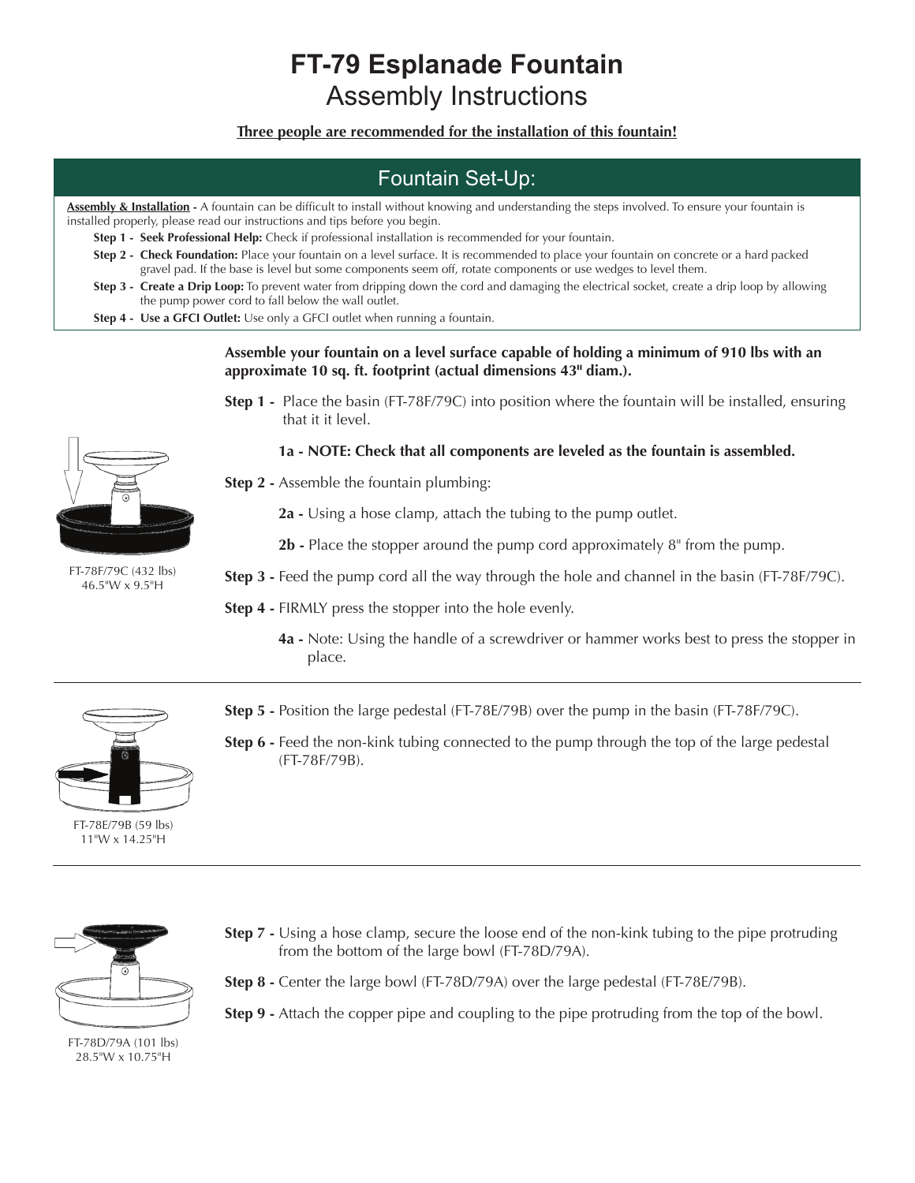# FT-79 Esplanade Fountain

## Assembly Instructions

**Three people are recommended for the installation of this fountain!**

## Fountain Set-Up:

**Assembly & Installation -** A fountain can be difficult to install without knowing and understanding the steps involved. To ensure your fountain is installed properly, please read our instructions and tips before you begin.

- **Step 1 - Seek Professional Help:** Check if professional installation is recommended for your fountain.
- **Step 2 - Check Foundation:** Place your fountain on a level surface. It is recommended to place your fountain on concrete or a hard packed gravel pad. If the base is level but some components seem off, rotate components or use wedges to level them.
- **Step 3 - Create a Drip Loop:** To prevent water from dripping down the cord and damaging the electrical socket, create a drip loop by allowing the pump power cord to fall below the wall outlet.
- **Step 4 - Use a GFCI Outlet:** Use only a GFCI outlet when running a fountain.

**Assemble your fountain on a level surface capable of holding a minimum of 910 lbs with an approximate 10 sq. ft. footprint (actual dimensions 43" diam.).**

FT-78F/79C (432 lbs)
46.5"W x 9.5"H

**Step 1 -** Place the basin (FT-78F/79C) into position where the fountain will be installed, ensuring that it it level.

**1a - NOTE: Check that all components are leveled as the fountain is assembled.**

**Step 2 -** Assemble the fountain plumbing:

**2a -** Using a hose clamp, attach the tubing to the pump outlet.

**2b -** Place the stopper around the pump cord approximately 8" from the pump.

**Step 3 -** Feed the pump cord all the way through the hole and channel in the basin (FT-78F/79C).

**Step 4 -** FIRMLY press the stopper into the hole evenly.

**4a -** Note: Using the handle of a screwdriver or hammer works best to press the stopper in place.

---

FT-78E/79B (59 lbs)
11"W x 14.25"H

**Step 5 -** Position the large pedestal (FT-78E/79B) over the pump in the basin (FT-78F/79C).

**Step 6 -** Feed the non-kink tubing connected to the pump through the top of the large pedestal (FT-78F/79B).

---

FT-78D/79A (101 lbs)
28.5"W x 10.75"H

**Step 7 -** Using a hose clamp, secure the loose end of the non-kink tubing to the pipe protruding from the bottom of the large bowl (FT-78D/79A).

**Step 8 -** Center the large bowl (FT-78D/79A) over the large pedestal (FT-78E/79B).

**Step 9 -** Attach the copper pipe and coupling to the pipe protruding from the top of the bowl.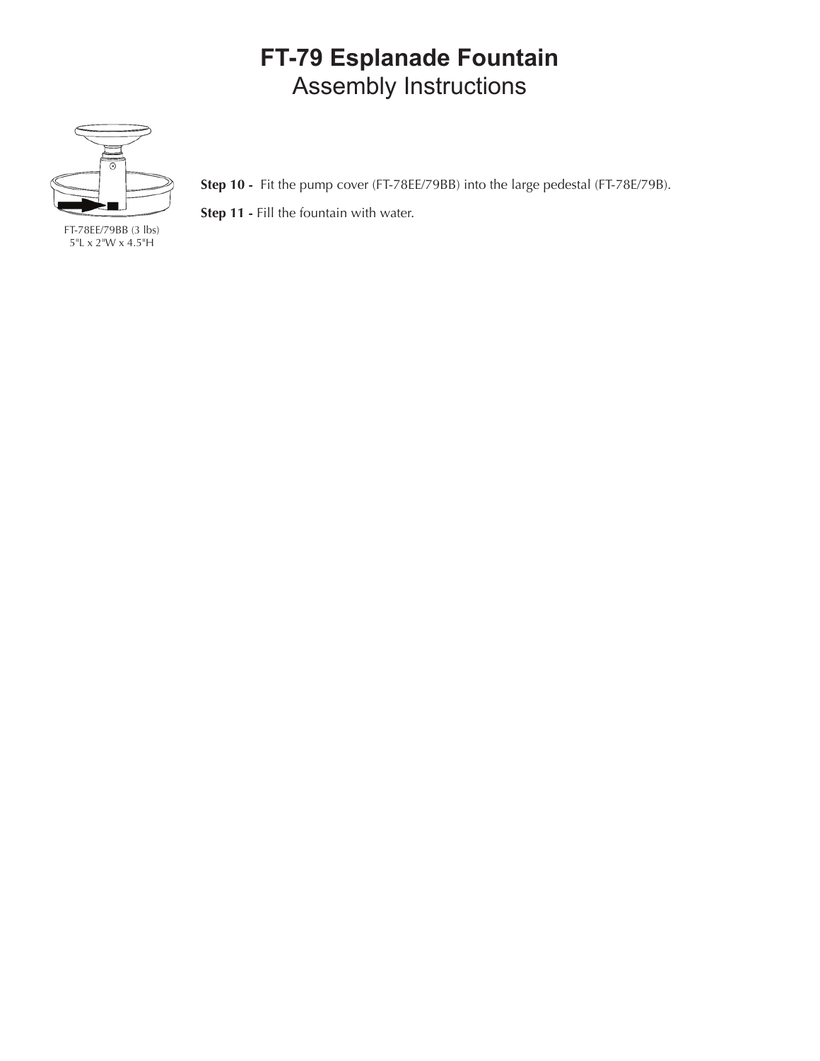# FT-79 Esplanade Fountain

## Assembly Instructions

FT-78EE/79BB (3 lbs)
5"L x 2"W x 4.5"H

**Step 10 -** Fit the pump cover (FT-78EE/79BB) into the large pedestal (FT-78E/79B).

**Step 11 -** Fill the fountain with water.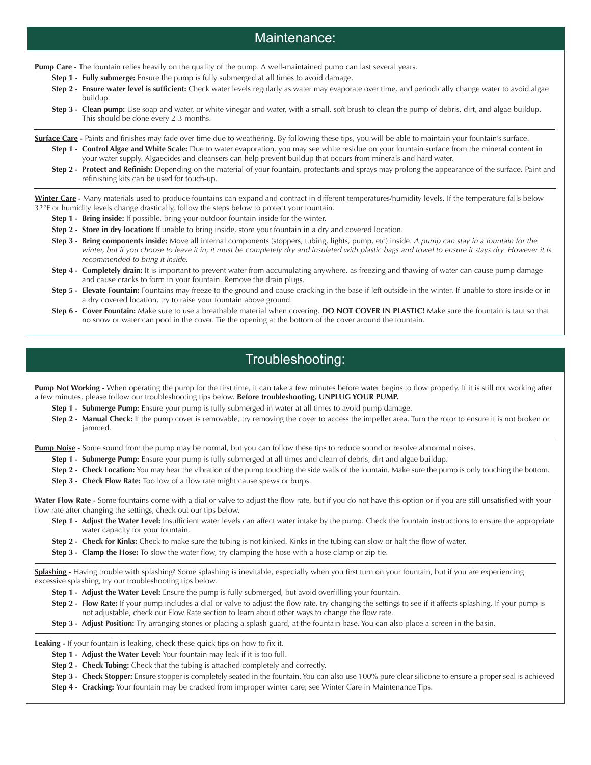## Maintenance:

**Pump Care -** The fountain relies heavily on the quality of the pump. A well-maintained pump can last several years.

- **Step 1 - Fully submerge:** Ensure the pump is fully submerged at all times to avoid damage.
- **Step 2 - Ensure water level is sufficient:** Check water levels regularly as water may evaporate over time, and periodically change water to avoid algae buildup.
- **Step 3 - Clean pump:** Use soap and water, or white vinegar and water, with a small, soft brush to clean the pump of debris, dirt, and algae buildup. This should be done every 2-3 months.

**Surface Care -** Paints and finishes may fade over time due to weathering. By following these tips, you will be able to maintain your fountain's surface.

- **Step 1 - Control Algae and White Scale:** Due to water evaporation, you may see white residue on your fountain surface from the mineral content in your water supply. Algaecides and cleansers can help prevent buildup that occurs from minerals and hard water.
- **Step 2 - Protect and Refinish:** Depending on the material of your fountain, protectants and sprays may prolong the appearance of the surface. Paint and refinishing kits can be used for touch-up.

**Winter Care -** Many materials used to produce fountains can expand and contract in different temperatures/humidity levels. If the temperature falls below 32°F or humidity levels change drastically, follow the steps below to protect your fountain.

- **Step 1 - Bring inside:** If possible, bring your outdoor fountain inside for the winter.
- **Step 2 - Store in dry location:** If unable to bring inside, store your fountain in a dry and covered location.
- **Step 3 - Bring components inside:** Move all internal components (stoppers, tubing, lights, pump, etc) inside. *A pump can stay in a fountain for the winter, but if you choose to leave it in, it must be completely dry and insulated with plastic bags and towel to ensure it stays dry. However it is recommended to bring it inside.*
- **Step 4 - Completely drain:** It is important to prevent water from accumulating anywhere, as freezing and thawing of water can cause pump damage and cause cracks to form in your fountain. Remove the drain plugs.
- **Step 5 - Elevate Fountain:** Fountains may freeze to the ground and cause cracking in the base if left outside in the winter. If unable to store inside or in a dry covered location, try to raise your fountain above ground.
- **Step 6 - Cover Fountain:** Make sure to use a breathable material when covering. **DO NOT COVER IN PLASTIC!** Make sure the fountain is taut so that no snow or water can pool in the cover. Tie the opening at the bottom of the cover around the fountain.

## Troubleshooting:

**Pump Not Working -** When operating the pump for the first time, it can take a few minutes before water begins to flow properly. If it is still not working after a few minutes, please follow our troubleshooting tips below. **Before troubleshooting, UNPLUG YOUR PUMP.**

- **Step 1 - Submerge Pump:** Ensure your pump is fully submerged in water at all times to avoid pump damage.
- **Step 2 - Manual Check:** If the pump cover is removable, try removing the cover to access the impeller area. Turn the rotor to ensure it is not broken or jammed.

**Pump Noise -** Some sound from the pump may be normal, but you can follow these tips to reduce sound or resolve abnormal noises.

- **Step 1 - Submerge Pump:** Ensure your pump is fully submerged at all times and clean of debris, dirt and algae buildup.
- **Step 2 - Check Location:** You may hear the vibration of the pump touching the side walls of the fountain. Make sure the pump is only touching the bottom.
- **Step 3 - Check Flow Rate:** Too low of a flow rate might cause spews or burps.

**Water Flow Rate -** Some fountains come with a dial or valve to adjust the flow rate, but if you do not have this option or if you are still unsatisfied with your flow rate after changing the settings, check out our tips below.

- **Step 1 - Adjust the Water Level:** Insufficient water levels can affect water intake by the pump. Check the fountain instructions to ensure the appropriate water capacity for your fountain.
- **Step 2 - Check for Kinks:** Check to make sure the tubing is not kinked. Kinks in the tubing can slow or halt the flow of water.
- **Step 3 - Clamp the Hose:** To slow the water flow, try clamping the hose with a hose clamp or zip-tie.

**Splashing -** Having trouble with splashing? Some splashing is inevitable, especially when you first turn on your fountain, but if you are experiencing excessive splashing, try our troubleshooting tips below.

- **Step 1 - Adjust the Water Level:** Ensure the pump is fully submerged, but avoid overfilling your fountain.
- **Step 2 - Flow Rate:** If your pump includes a dial or valve to adjust the flow rate, try changing the settings to see if it affects splashing. If your pump is not adjustable, check our Flow Rate section to learn about other ways to change the flow rate.
- **Step 3 - Adjust Position:** Try arranging stones or placing a splash guard, at the fountain base. You can also place a screen in the basin.

**Leaking -** If your fountain is leaking, check these quick tips on how to fix it.

- **Step 1 - Adjust the Water Level:** Your fountain may leak if it is too full.
- **Step 2 - Check Tubing:** Check that the tubing is attached completely and correctly.
- **Step 3 - Check Stopper:** Ensure stopper is completely seated in the fountain. You can also use 100% pure clear silicone to ensure a proper seal is achieved
- **Step 4 - Cracking:** Your fountain may be cracked from improper winter care; see Winter Care in Maintenance Tips.